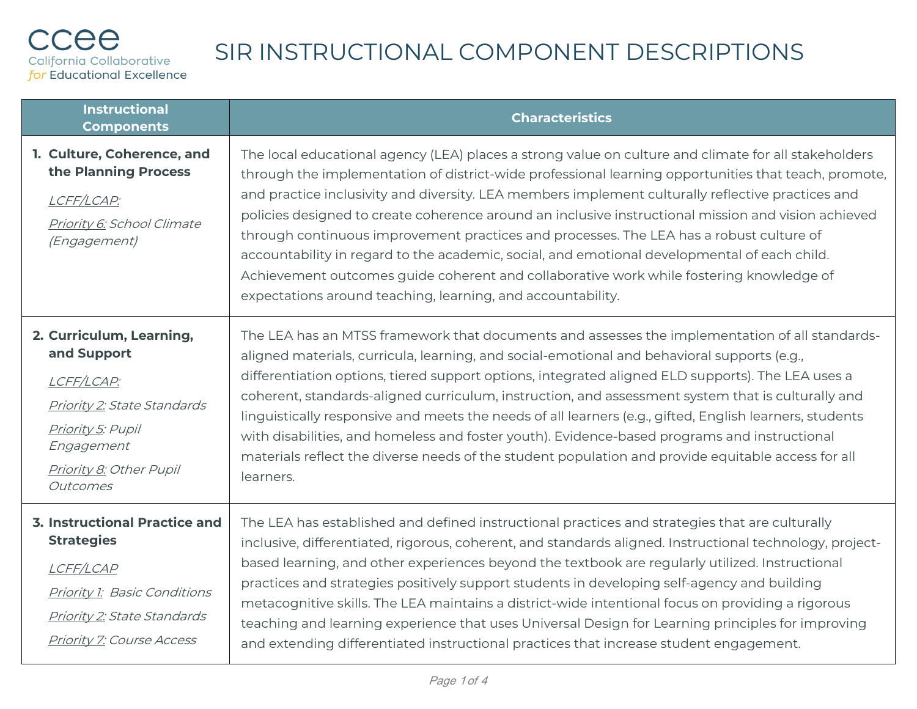ccee
California Collaborative *for* Educational Excellence

# SIR INSTRUCTIONAL COMPONENT DESCRIPTIONS

| Instructional Components | Characteristics |
| --- | --- |
| **1. Culture, Coherence, and the Planning Process**<br>*LCFF/LCAP:*<br>*Priority 6: School Climate (Engagement)* | The local educational agency (LEA) places a strong value on culture and climate for all stakeholders through the implementation of district-wide professional learning opportunities that teach, promote, and practice inclusivity and diversity. LEA members implement culturally reflective practices and policies designed to create coherence around an inclusive instructional mission and vision achieved through continuous improvement practices and processes. The LEA has a robust culture of accountability in regard to the academic, social, and emotional developmental of each child. Achievement outcomes guide coherent and collaborative work while fostering knowledge of expectations around teaching, learning, and accountability. |
| **2. Curriculum, Learning, and Support**<br>*LCFF/LCAP:*<br>*Priority 2: State Standards*<br>*Priority 5: Pupil Engagement*<br>*Priority 8: Other Pupil Outcomes* | The LEA has an MTSS framework that documents and assesses the implementation of all standards-aligned materials, curricula, learning, and social-emotional and behavioral supports (e.g., differentiation options, tiered support options, integrated aligned ELD supports). The LEA uses a coherent, standards-aligned curriculum, instruction, and assessment system that is culturally and linguistically responsive and meets the needs of all learners (e.g., gifted, English learners, students with disabilities, and homeless and foster youth). Evidence-based programs and instructional materials reflect the diverse needs of the student population and provide equitable access for all learners. |
| **3. Instructional Practice and Strategies**<br>*LCFF/LCAP*<br>*Priority 1: Basic Conditions*<br>*Priority 2: State Standards*<br>*Priority 7: Course Access* | The LEA has established and defined instructional practices and strategies that are culturally inclusive, differentiated, rigorous, coherent, and standards aligned. Instructional technology, project-based learning, and other experiences beyond the textbook are regularly utilized. Instructional practices and strategies positively support students in developing self-agency and building metacognitive skills. The LEA maintains a district-wide intentional focus on providing a rigorous teaching and learning experience that uses Universal Design for Learning principles for improving and extending differentiated instructional practices that increase student engagement. |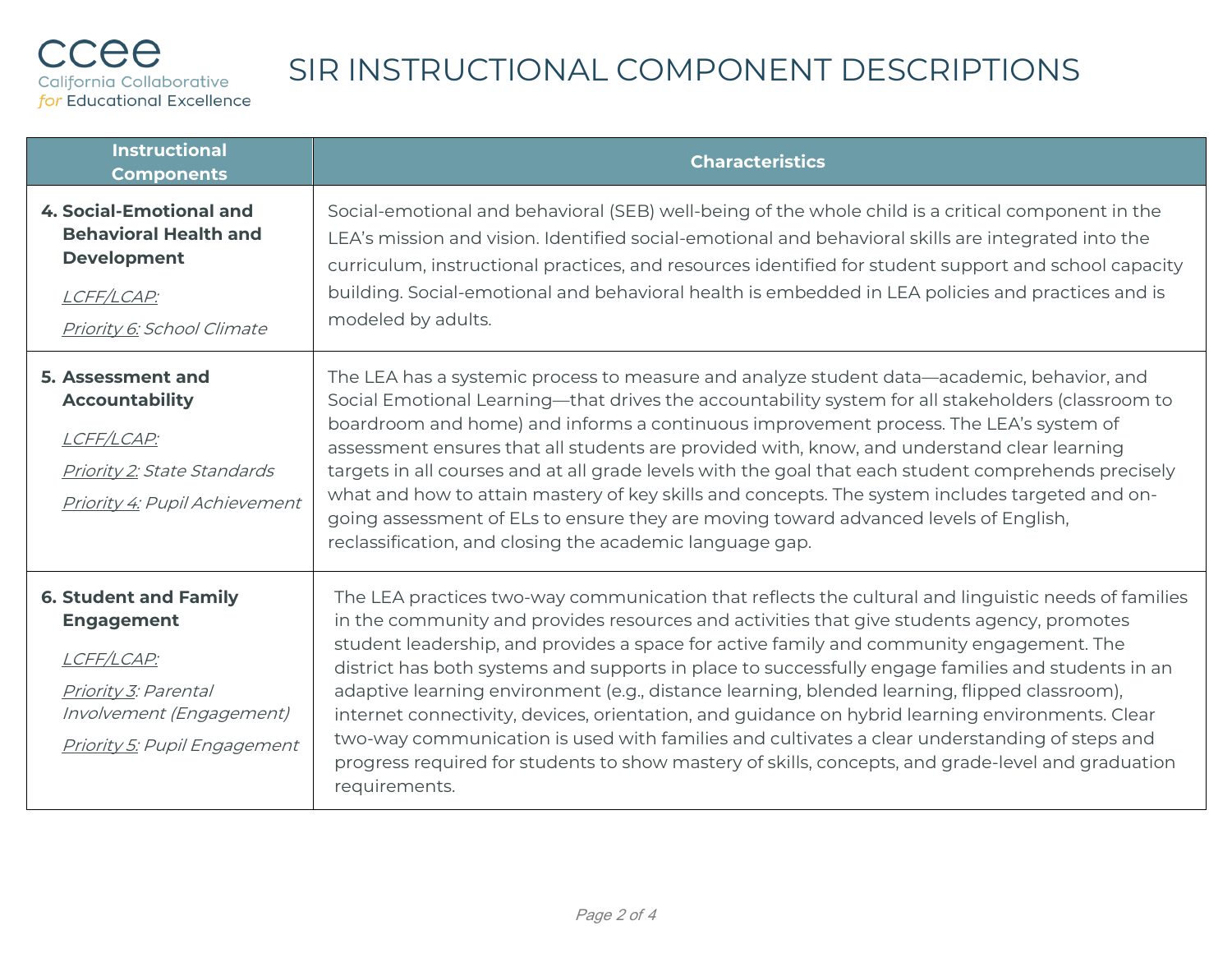# SIR INSTRUCTIONAL COMPONENT DESCRIPTIONS

| Instructional Components | Characteristics |
|---|---|
| **4. Social-Emotional and Behavioral Health and Development**<br><br>*LCFF/LCAP:*<br><br>*Priority 6: School Climate* | Social-emotional and behavioral (SEB) well-being of the whole child is a critical component in the LEA's mission and vision. Identified social-emotional and behavioral skills are integrated into the curriculum, instructional practices, and resources identified for student support and school capacity building. Social-emotional and behavioral health is embedded in LEA policies and practices and is modeled by adults. |
| **5. Assessment and Accountability**<br><br>*LCFF/LCAP:*<br><br>*Priority 2: State Standards*<br><br>*Priority 4: Pupil Achievement* | The LEA has a systemic process to measure and analyze student data—academic, behavior, and Social Emotional Learning—that drives the accountability system for all stakeholders (classroom to boardroom and home) and informs a continuous improvement process. The LEA's system of assessment ensures that all students are provided with, know, and understand clear learning targets in all courses and at all grade levels with the goal that each student comprehends precisely what and how to attain mastery of key skills and concepts. The system includes targeted and on-going assessment of ELs to ensure they are moving toward advanced levels of English, reclassification, and closing the academic language gap. |
| **6. Student and Family Engagement**<br><br>*LCFF/LCAP:*<br><br>*Priority 3: Parental Involvement (Engagement)*<br><br>*Priority 5: Pupil Engagement* | The LEA practices two-way communication that reflects the cultural and linguistic needs of families in the community and provides resources and activities that give students agency, promotes student leadership, and provides a space for active family and community engagement. The district has both systems and supports in place to successfully engage families and students in an adaptive learning environment (e.g., distance learning, blended learning, flipped classroom), internet connectivity, devices, orientation, and guidance on hybrid learning environments. Clear two-way communication is used with families and cultivates a clear understanding of steps and progress required for students to show mastery of skills, concepts, and grade-level and graduation requirements. |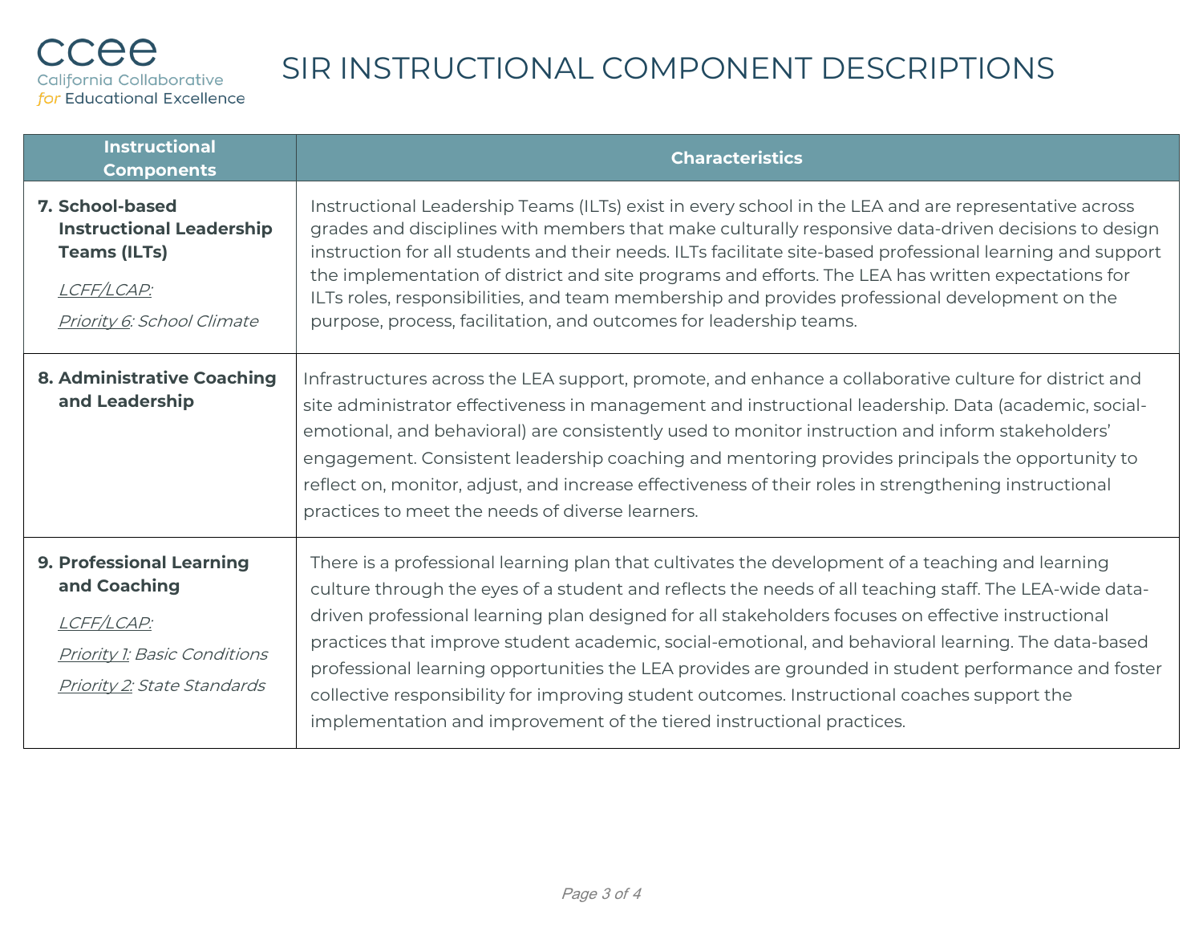# SIR INSTRUCTIONAL COMPONENT DESCRIPTIONS

| Instructional Components | Characteristics |
|---|---|
| **7. School-based Instructional Leadership Teams (ILTs)**<br><br>*LCFF/LCAP:*<br><br>*Priority 6: School Climate* | Instructional Leadership Teams (ILTs) exist in every school in the LEA and are representative across grades and disciplines with members that make culturally responsive data-driven decisions to design instruction for all students and their needs. ILTs facilitate site-based professional learning and support the implementation of district and site programs and efforts. The LEA has written expectations for ILTs roles, responsibilities, and team membership and provides professional development on the purpose, process, facilitation, and outcomes for leadership teams. |
| **8. Administrative Coaching and Leadership** | Infrastructures across the LEA support, promote, and enhance a collaborative culture for district and site administrator effectiveness in management and instructional leadership. Data (academic, social-emotional, and behavioral) are consistently used to monitor instruction and inform stakeholders' engagement. Consistent leadership coaching and mentoring provides principals the opportunity to reflect on, monitor, adjust, and increase effectiveness of their roles in strengthening instructional practices to meet the needs of diverse learners. |
| **9. Professional Learning and Coaching**<br><br>*LCFF/LCAP:*<br><br>*Priority 1: Basic Conditions*<br><br>*Priority 2: State Standards* | There is a professional learning plan that cultivates the development of a teaching and learning culture through the eyes of a student and reflects the needs of all teaching staff. The LEA-wide data-driven professional learning plan designed for all stakeholders focuses on effective instructional practices that improve student academic, social-emotional, and behavioral learning. The data-based professional learning opportunities the LEA provides are grounded in student performance and foster collective responsibility for improving student outcomes. Instructional coaches support the implementation and improvement of the tiered instructional practices. |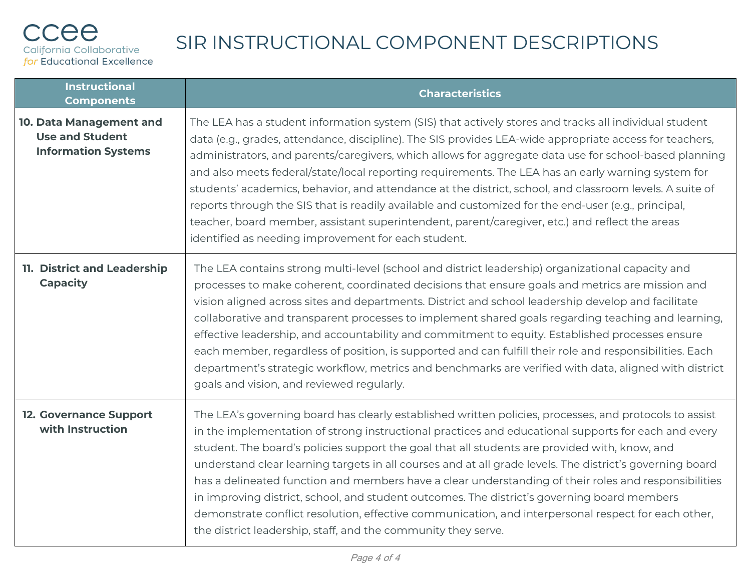ccee
California Collaborative *for* Educational Excellence

# SIR INSTRUCTIONAL COMPONENT DESCRIPTIONS

| Instructional Components | Characteristics |
|---|---|
| **10. Data Management and Use and Student Information Systems** | The LEA has a student information system (SIS) that actively stores and tracks all individual student data (e.g., grades, attendance, discipline). The SIS provides LEA-wide appropriate access for teachers, administrators, and parents/caregivers, which allows for aggregate data use for school-based planning and also meets federal/state/local reporting requirements. The LEA has an early warning system for students' academics, behavior, and attendance at the district, school, and classroom levels. A suite of reports through the SIS that is readily available and customized for the end-user (e.g., principal, teacher, board member, assistant superintendent, parent/caregiver, etc.) and reflect the areas identified as needing improvement for each student. |
| **11. District and Leadership Capacity** | The LEA contains strong multi-level (school and district leadership) organizational capacity and processes to make coherent, coordinated decisions that ensure goals and metrics are mission and vision aligned across sites and departments. District and school leadership develop and facilitate collaborative and transparent processes to implement shared goals regarding teaching and learning, effective leadership, and accountability and commitment to equity. Established processes ensure each member, regardless of position, is supported and can fulfill their role and responsibilities. Each department's strategic workflow, metrics and benchmarks are verified with data, aligned with district goals and vision, and reviewed regularly. |
| **12. Governance Support with Instruction** | The LEA's governing board has clearly established written policies, processes, and protocols to assist in the implementation of strong instructional practices and educational supports for each and every student. The board's policies support the goal that all students are provided with, know, and understand clear learning targets in all courses and at all grade levels. The district's governing board has a delineated function and members have a clear understanding of their roles and responsibilities in improving district, school, and student outcomes. The district's governing board members demonstrate conflict resolution, effective communication, and interpersonal respect for each other, the district leadership, staff, and the community they serve. |